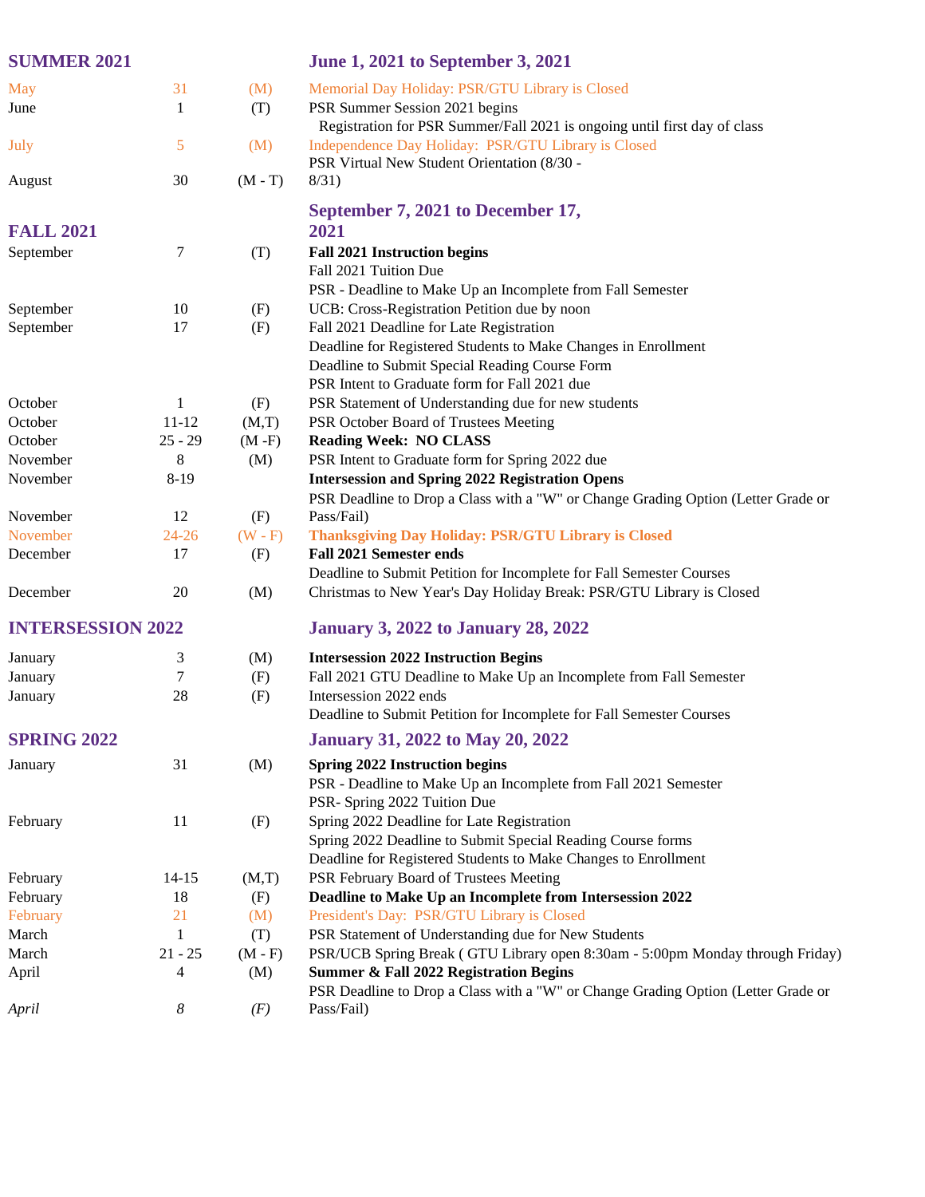| **SUMMER 2021** | | | **June 1, 2021 to September 3, 2021** |
|---|---|---|---|
| May | 31 | (M) | Memorial Day Holiday: PSR/GTU Library is Closed |
| June | 1 | (T) | PSR Summer Session 2021 begins |
| | | | Registration for PSR Summer/Fall 2021 is ongoing until first day of class |
| July | 5 | (M) | Independence Day Holiday: PSR/GTU Library is Closed |
| August | 30 | (M - T) | PSR Virtual New Student Orientation (8/30 - 8/31) |
| **FALL 2021** | | | **September 7, 2021 to December 17, 2021** |
| September | 7 | (T) | **Fall 2021 Instruction begins** |
| | | | Fall 2021 Tuition Due |
| | | | PSR - Deadline to Make Up an Incomplete from Fall Semester |
| September | 10 | (F) | UCB: Cross-Registration Petition due by noon |
| September | 17 | (F) | Fall 2021 Deadline for Late Registration |
| | | | Deadline for Registered Students to Make Changes in Enrollment |
| | | | Deadline to Submit Special Reading Course Form |
| | | | PSR Intent to Graduate form for Fall 2021 due |
| October | 1 | (F) | PSR Statement of Understanding due for new students |
| October | 11-12 | (M,T) | PSR October Board of Trustees Meeting |
| October | 25 - 29 | (M -F) | **Reading Week: NO CLASS** |
| November | 8 | (M) | PSR Intent to Graduate form for Spring 2022 due |
| November | 8-19 | | **Intersession and Spring 2022 Registration Opens** |
| November | 12 | (F) | PSR Deadline to Drop a Class with a "W" or Change Grading Option (Letter Grade or Pass/Fail) |
| November | 24-26 | (W - F) | **Thanksgiving Day Holiday: PSR/GTU Library is Closed** |
| December | 17 | (F) | **Fall 2021 Semester ends** |
| | | | Deadline to Submit Petition for Incomplete for Fall Semester Courses |
| December | 20 | (M) | Christmas to New Year's Day Holiday Break: PSR/GTU Library is Closed |
| **INTERSESSION 2022** | | | **January 3, 2022 to January 28, 2022** |
| January | 3 | (M) | **Intersession 2022 Instruction Begins** |
| January | 7 | (F) | Fall 2021 GTU Deadline to Make Up an Incomplete from Fall Semester |
| January | 28 | (F) | Intersession 2022 ends |
| | | | Deadline to Submit Petition for Incomplete for Fall Semester Courses |
| **SPRING 2022** | | | **January 31, 2022 to May 20, 2022** |
| January | 31 | (M) | **Spring 2022 Instruction begins** |
| | | | PSR - Deadline to Make Up an Incomplete from Fall 2021 Semester |
| | | | PSR- Spring 2022 Tuition Due |
| February | 11 | (F) | Spring 2022 Deadline for Late Registration |
| | | | Spring 2022 Deadline to Submit Special Reading Course forms |
| | | | Deadline for Registered Students to Make Changes to Enrollment |
| February | 14-15 | (M,T) | PSR February Board of Trustees Meeting |
| February | 18 | (F) | **Deadline to Make Up an Incomplete from Intersession 2022** |
| February | 21 | (M) | President's Day: PSR/GTU Library is Closed |
| March | 1 | (T) | PSR Statement of Understanding due for New Students |
| March | 21 - 25 | (M - F) | PSR/UCB Spring Break ( GTU Library open 8:30am - 5:00pm Monday through Friday) |
| April | 4 | (M) | **Summer & Fall 2022 Registration Begins** |
| *April* | *8* | *(F)* | PSR Deadline to Drop a Class with a "W" or Change Grading Option (Letter Grade or Pass/Fail) |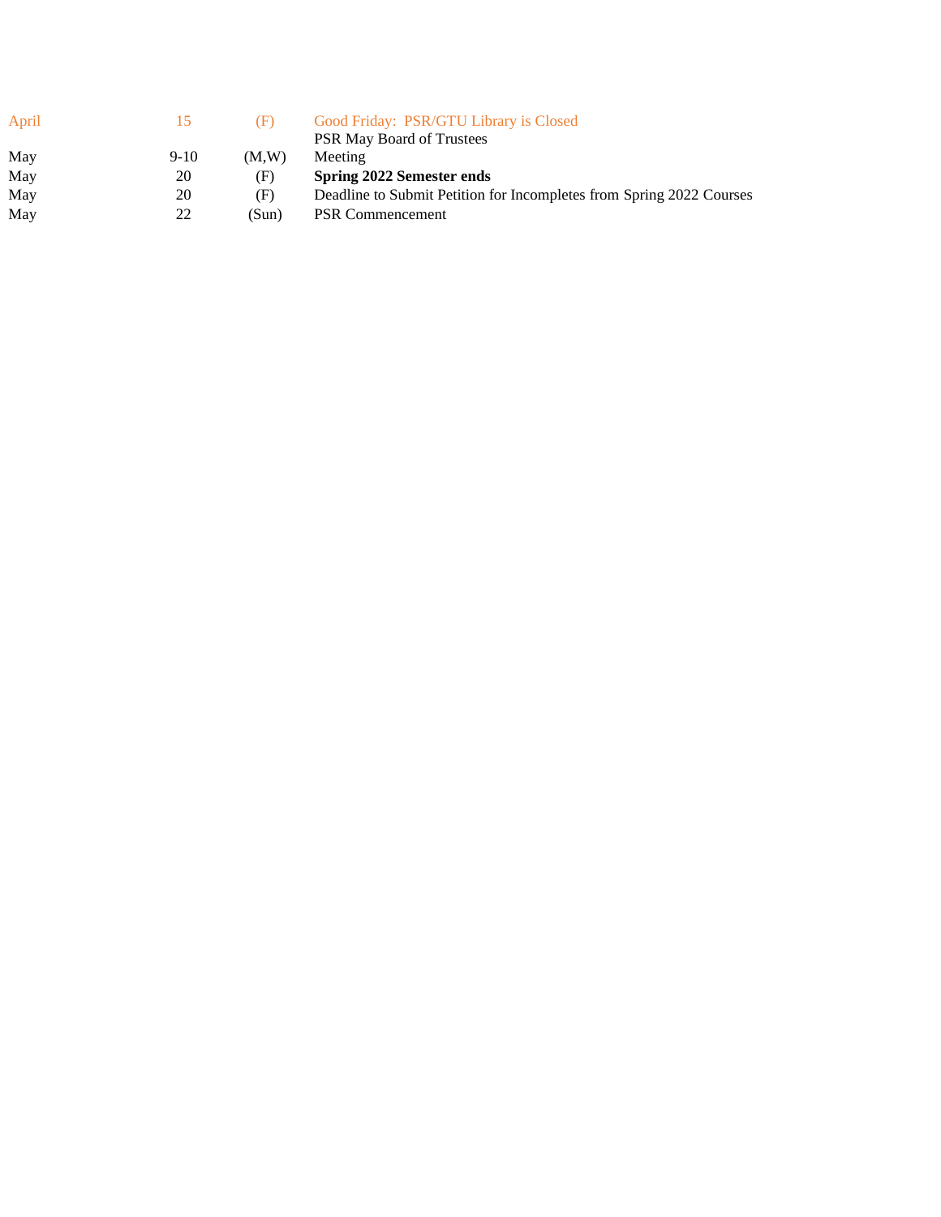| | | | |
|---|---|---|---|
| April | 15 | (F) | Good Friday: PSR/GTU Library is Closed |
| May | 9-10 | (M,W) | PSR May Board of Trustees Meeting |
| May | 20 | (F) | **Spring 2022 Semester ends** |
| May | 20 | (F) | Deadline to Submit Petition for Incompletes from Spring 2022 Courses |
| May | 22 | (Sun) | PSR Commencement |